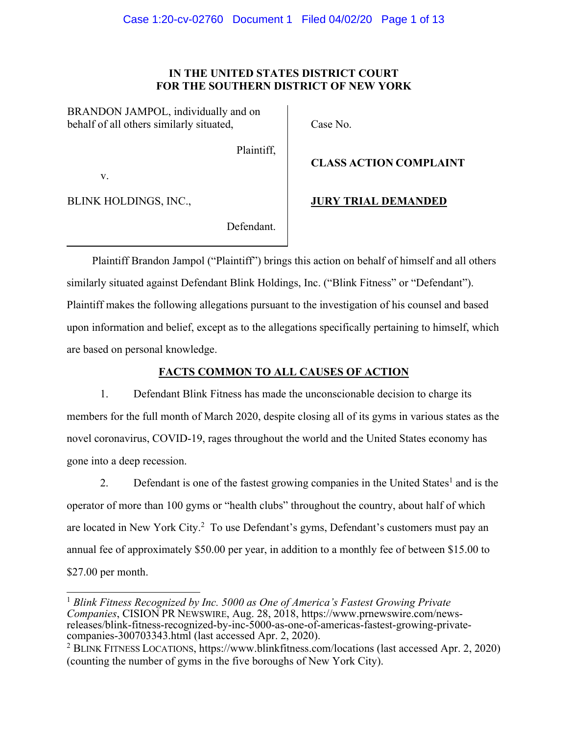**IN THE UNITED STATES DISTRICT COURT**
**FOR THE SOUTHERN DISTRICT OF NEW YORK**

| | |
|---|---|
| BRANDON JAMPOL, individually and on behalf of all others similarly situated, Plaintiff, | Case No. |
| v. | **CLASS ACTION COMPLAINT** |
| BLINK HOLDINGS, INC., Defendant. | **JURY TRIAL DEMANDED** |

Plaintiff Brandon Jampol ("Plaintiff") brings this action on behalf of himself and all others similarly situated against Defendant Blink Holdings, Inc. ("Blink Fitness" or "Defendant"). Plaintiff makes the following allegations pursuant to the investigation of his counsel and based upon information and belief, except as to the allegations specifically pertaining to himself, which are based on personal knowledge.

## FACTS COMMON TO ALL CAUSES OF ACTION

1. Defendant Blink Fitness has made the unconscionable decision to charge its members for the full month of March 2020, despite closing all of its gyms in various states as the novel coronavirus, COVID-19, rages throughout the world and the United States economy has gone into a deep recession.

2. Defendant is one of the fastest growing companies in the United States[1] and is the operator of more than 100 gyms or "health clubs" throughout the country, about half of which are located in New York City.[2] To use Defendant's gyms, Defendant's customers must pay an annual fee of approximately $50.00 per year, in addition to a monthly fee of between $15.00 to $27.00 per month.

---

[1] *Blink Fitness Recognized by Inc. 5000 as One of America's Fastest Growing Private Companies*, CISION PR NEWSWIRE, Aug. 28, 2018, https://www.prnewswire.com/news-releases/blink-fitness-recognized-by-inc-5000-as-one-of-americas-fastest-growing-private-companies-300703343.html (last accessed Apr. 2, 2020).

[2] BLINK FITNESS LOCATIONS, https://www.blinkfitness.com/locations (last accessed Apr. 2, 2020) (counting the number of gyms in the five boroughs of New York City).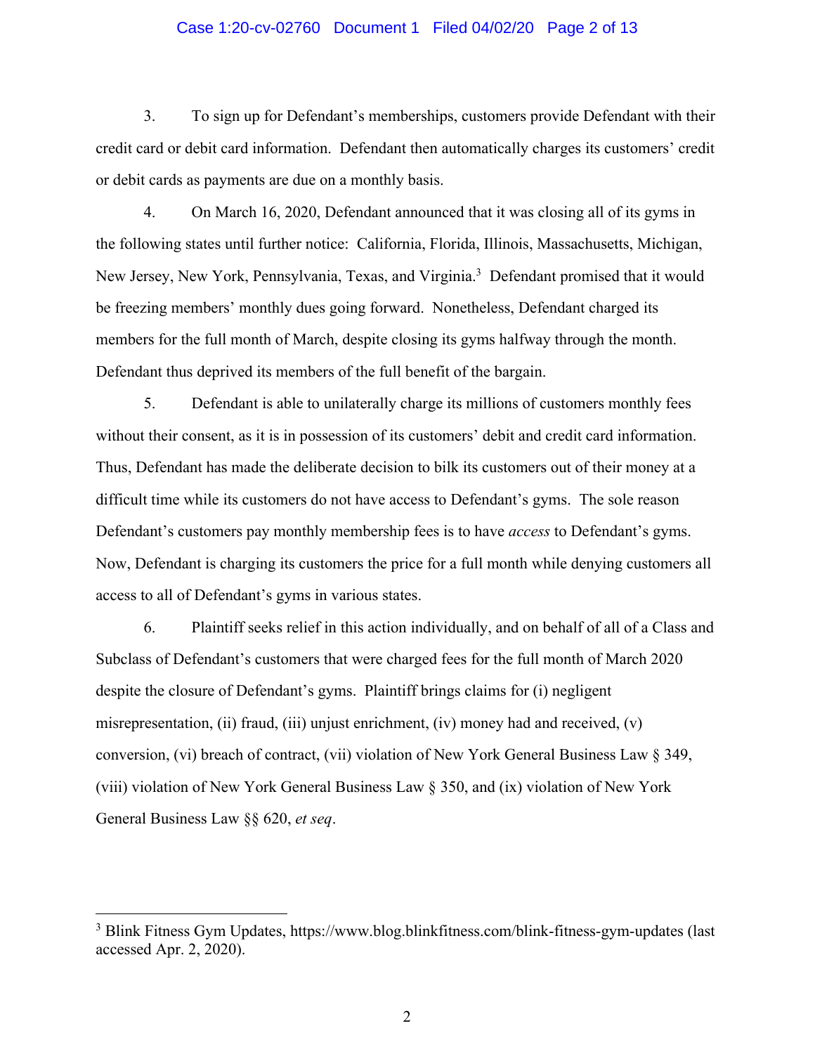3. To sign up for Defendant's memberships, customers provide Defendant with their credit card or debit card information. Defendant then automatically charges its customers' credit or debit cards as payments are due on a monthly basis.

4. On March 16, 2020, Defendant announced that it was closing all of its gyms in the following states until further notice: California, Florida, Illinois, Massachusetts, Michigan, New Jersey, New York, Pennsylvania, Texas, and Virginia.[3] Defendant promised that it would be freezing members' monthly dues going forward. Nonetheless, Defendant charged its members for the full month of March, despite closing its gyms halfway through the month. Defendant thus deprived its members of the full benefit of the bargain.

5. Defendant is able to unilaterally charge its millions of customers monthly fees without their consent, as it is in possession of its customers' debit and credit card information. Thus, Defendant has made the deliberate decision to bilk its customers out of their money at a difficult time while its customers do not have access to Defendant's gyms. The sole reason Defendant's customers pay monthly membership fees is to have *access* to Defendant's gyms. Now, Defendant is charging its customers the price for a full month while denying customers all access to all of Defendant's gyms in various states.

6. Plaintiff seeks relief in this action individually, and on behalf of all of a Class and Subclass of Defendant's customers that were charged fees for the full month of March 2020 despite the closure of Defendant's gyms. Plaintiff brings claims for (i) negligent misrepresentation, (ii) fraud, (iii) unjust enrichment, (iv) money had and received, (v) conversion, (vi) breach of contract, (vii) violation of New York General Business Law § 349, (viii) violation of New York General Business Law § 350, and (ix) violation of New York General Business Law §§ 620, *et seq*.

---

[3] Blink Fitness Gym Updates, https://www.blog.blinkfitness.com/blink-fitness-gym-updates (last accessed Apr. 2, 2020).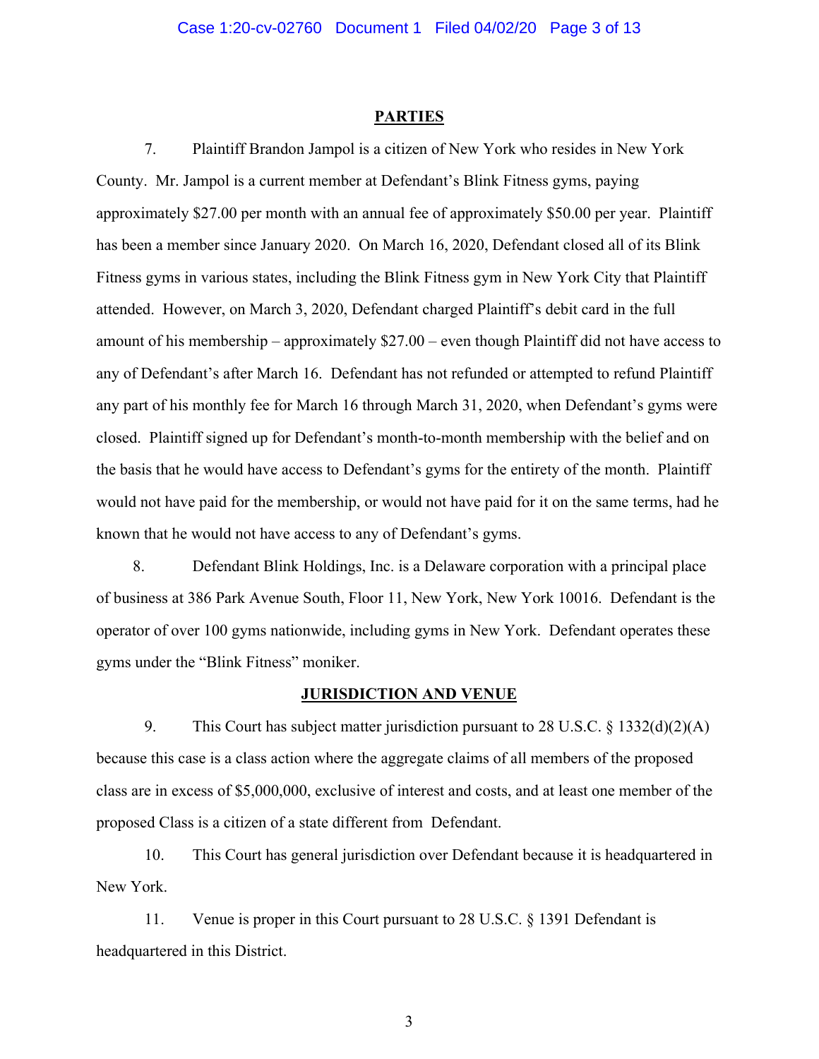## PARTIES

7. Plaintiff Brandon Jampol is a citizen of New York who resides in New York County. Mr. Jampol is a current member at Defendant's Blink Fitness gyms, paying approximately $27.00 per month with an annual fee of approximately $50.00 per year. Plaintiff has been a member since January 2020. On March 16, 2020, Defendant closed all of its Blink Fitness gyms in various states, including the Blink Fitness gym in New York City that Plaintiff attended. However, on March 3, 2020, Defendant charged Plaintiff's debit card in the full amount of his membership – approximately $27.00 – even though Plaintiff did not have access to any of Defendant's after March 16. Defendant has not refunded or attempted to refund Plaintiff any part of his monthly fee for March 16 through March 31, 2020, when Defendant's gyms were closed. Plaintiff signed up for Defendant's month-to-month membership with the belief and on the basis that he would have access to Defendant's gyms for the entirety of the month. Plaintiff would not have paid for the membership, or would not have paid for it on the same terms, had he known that he would not have access to any of Defendant's gyms.

8. Defendant Blink Holdings, Inc. is a Delaware corporation with a principal place of business at 386 Park Avenue South, Floor 11, New York, New York 10016. Defendant is the operator of over 100 gyms nationwide, including gyms in New York. Defendant operates these gyms under the "Blink Fitness" moniker.

## JURISDICTION AND VENUE

9. This Court has subject matter jurisdiction pursuant to 28 U.S.C. § 1332(d)(2)(A) because this case is a class action where the aggregate claims of all members of the proposed class are in excess of $5,000,000, exclusive of interest and costs, and at least one member of the proposed Class is a citizen of a state different from Defendant.

10. This Court has general jurisdiction over Defendant because it is headquartered in New York.

11. Venue is proper in this Court pursuant to 28 U.S.C. § 1391 Defendant is headquartered in this District.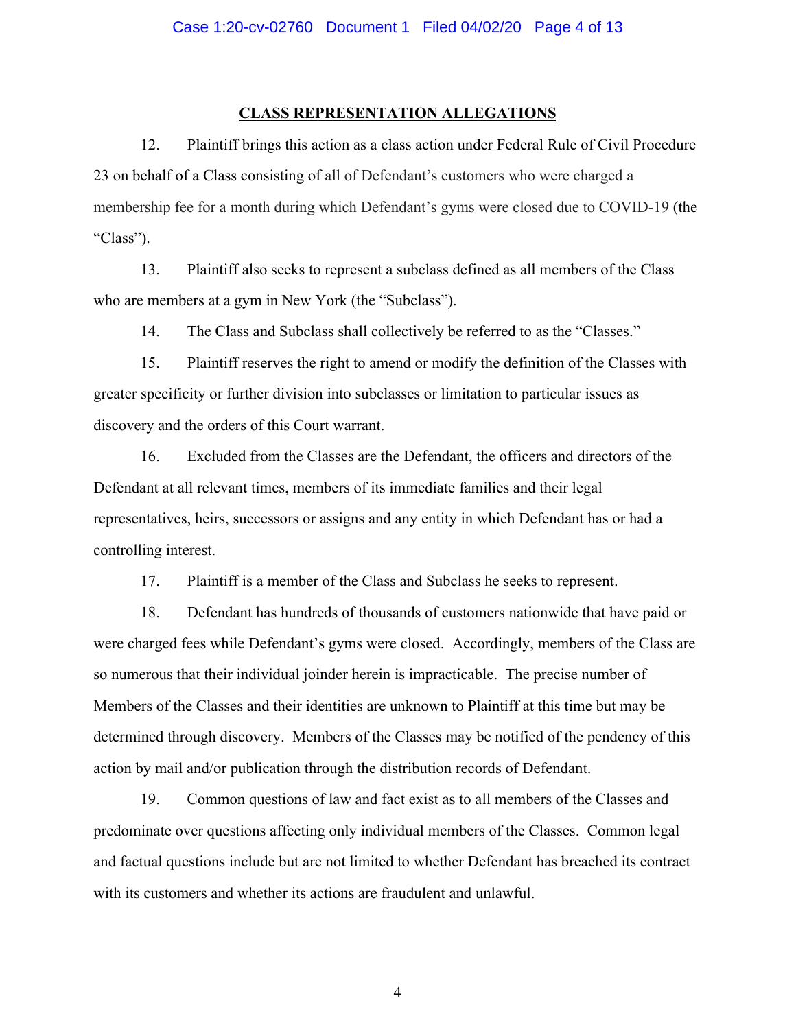**CLASS REPRESENTATION ALLEGATIONS**

12. Plaintiff brings this action as a class action under Federal Rule of Civil Procedure 23 on behalf of a Class consisting of all of Defendant's customers who were charged a membership fee for a month during which Defendant's gyms were closed due to COVID-19 (the "Class").

13. Plaintiff also seeks to represent a subclass defined as all members of the Class who are members at a gym in New York (the "Subclass").

14. The Class and Subclass shall collectively be referred to as the "Classes."

15. Plaintiff reserves the right to amend or modify the definition of the Classes with greater specificity or further division into subclasses or limitation to particular issues as discovery and the orders of this Court warrant.

16. Excluded from the Classes are the Defendant, the officers and directors of the Defendant at all relevant times, members of its immediate families and their legal representatives, heirs, successors or assigns and any entity in which Defendant has or had a controlling interest.

17. Plaintiff is a member of the Class and Subclass he seeks to represent.

18. Defendant has hundreds of thousands of customers nationwide that have paid or were charged fees while Defendant's gyms were closed. Accordingly, members of the Class are so numerous that their individual joinder herein is impracticable. The precise number of Members of the Classes and their identities are unknown to Plaintiff at this time but may be determined through discovery. Members of the Classes may be notified of the pendency of this action by mail and/or publication through the distribution records of Defendant.

19. Common questions of law and fact exist as to all members of the Classes and predominate over questions affecting only individual members of the Classes. Common legal and factual questions include but are not limited to whether Defendant has breached its contract with its customers and whether its actions are fraudulent and unlawful.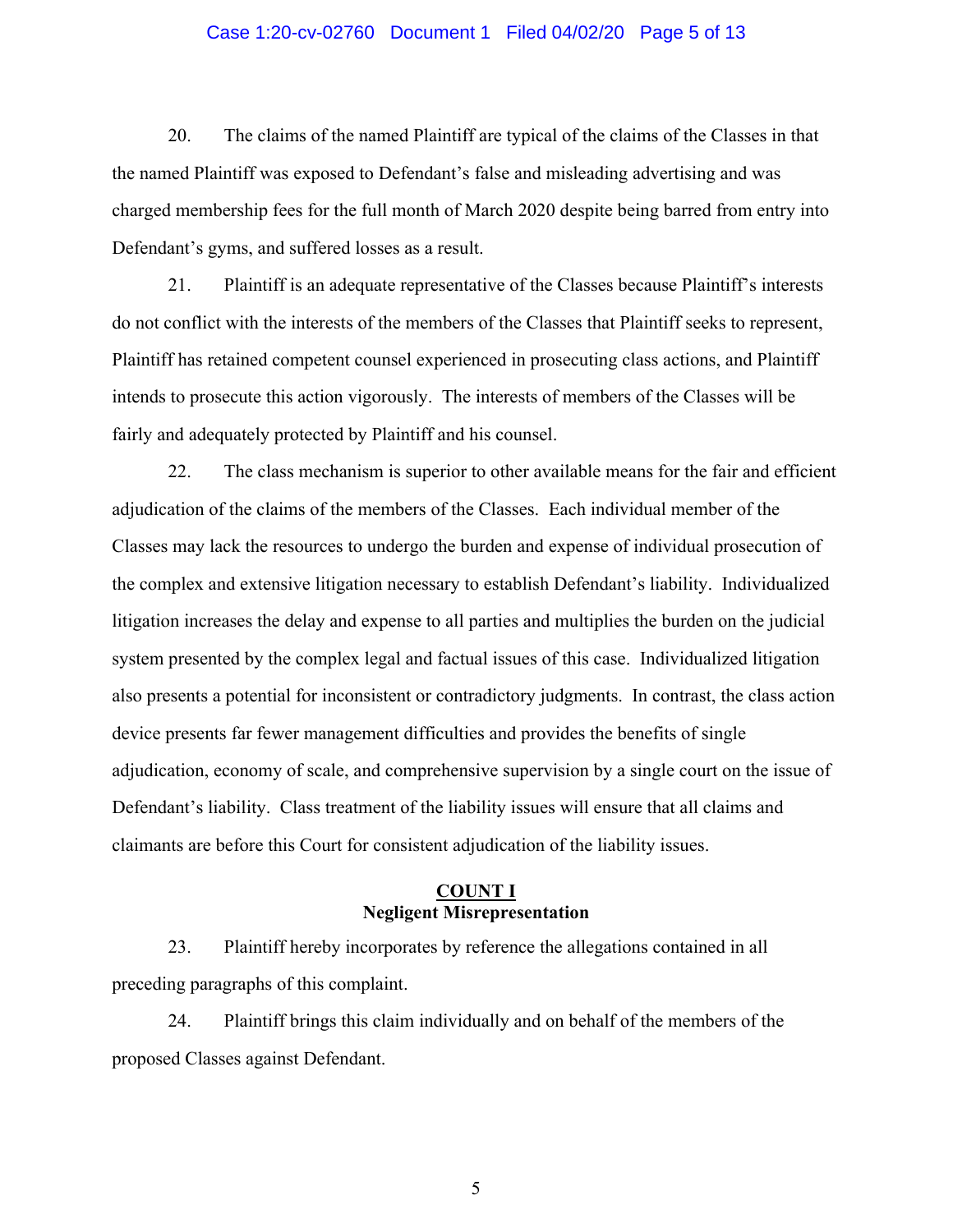20. The claims of the named Plaintiff are typical of the claims of the Classes in that the named Plaintiff was exposed to Defendant's false and misleading advertising and was charged membership fees for the full month of March 2020 despite being barred from entry into Defendant's gyms, and suffered losses as a result.

21. Plaintiff is an adequate representative of the Classes because Plaintiff's interests do not conflict with the interests of the members of the Classes that Plaintiff seeks to represent, Plaintiff has retained competent counsel experienced in prosecuting class actions, and Plaintiff intends to prosecute this action vigorously. The interests of members of the Classes will be fairly and adequately protected by Plaintiff and his counsel.

22. The class mechanism is superior to other available means for the fair and efficient adjudication of the claims of the members of the Classes. Each individual member of the Classes may lack the resources to undergo the burden and expense of individual prosecution of the complex and extensive litigation necessary to establish Defendant's liability. Individualized litigation increases the delay and expense to all parties and multiplies the burden on the judicial system presented by the complex legal and factual issues of this case. Individualized litigation also presents a potential for inconsistent or contradictory judgments. In contrast, the class action device presents far fewer management difficulties and provides the benefits of single adjudication, economy of scale, and comprehensive supervision by a single court on the issue of Defendant's liability. Class treatment of the liability issues will ensure that all claims and claimants are before this Court for consistent adjudication of the liability issues.

## COUNT I
**Negligent Misrepresentation**

23. Plaintiff hereby incorporates by reference the allegations contained in all preceding paragraphs of this complaint.

24. Plaintiff brings this claim individually and on behalf of the members of the proposed Classes against Defendant.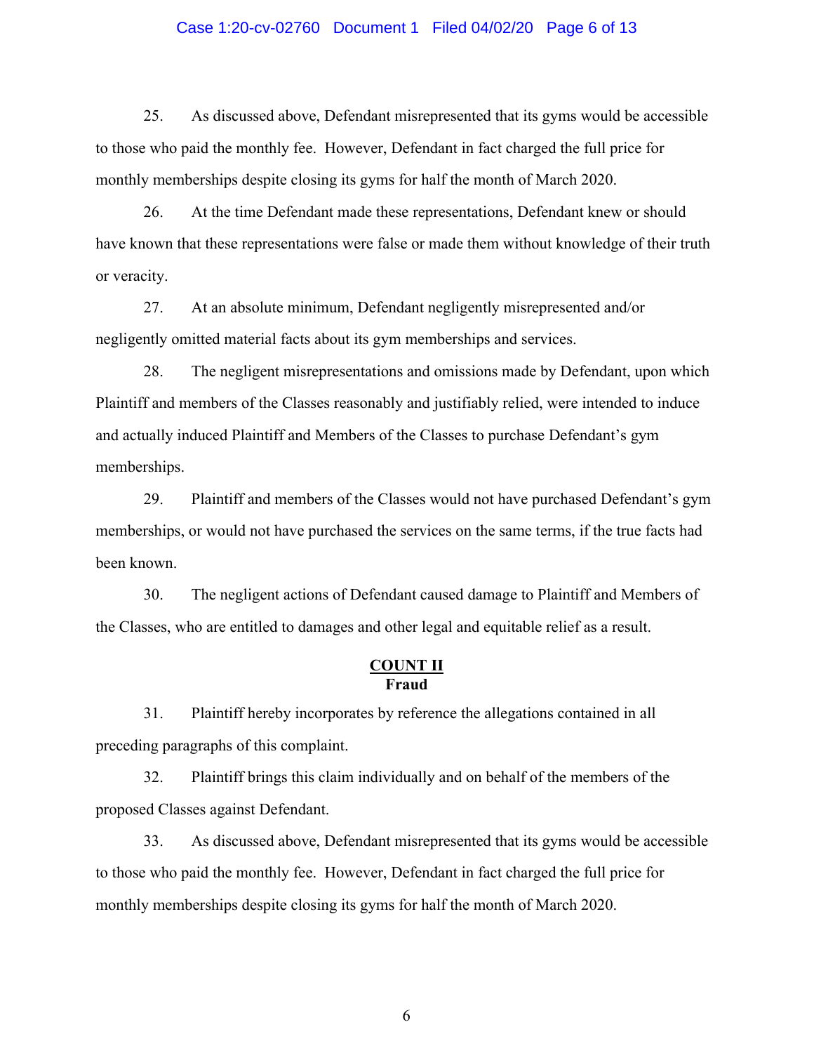25. As discussed above, Defendant misrepresented that its gyms would be accessible to those who paid the monthly fee. However, Defendant in fact charged the full price for monthly memberships despite closing its gyms for half the month of March 2020.

26. At the time Defendant made these representations, Defendant knew or should have known that these representations were false or made them without knowledge of their truth or veracity.

27. At an absolute minimum, Defendant negligently misrepresented and/or negligently omitted material facts about its gym memberships and services.

28. The negligent misrepresentations and omissions made by Defendant, upon which Plaintiff and members of the Classes reasonably and justifiably relied, were intended to induce and actually induced Plaintiff and Members of the Classes to purchase Defendant's gym memberships.

29. Plaintiff and members of the Classes would not have purchased Defendant's gym memberships, or would not have purchased the services on the same terms, if the true facts had been known.

30. The negligent actions of Defendant caused damage to Plaintiff and Members of the Classes, who are entitled to damages and other legal and equitable relief as a result.

## COUNT II
**Fraud**

31. Plaintiff hereby incorporates by reference the allegations contained in all preceding paragraphs of this complaint.

32. Plaintiff brings this claim individually and on behalf of the members of the proposed Classes against Defendant.

33. As discussed above, Defendant misrepresented that its gyms would be accessible to those who paid the monthly fee. However, Defendant in fact charged the full price for monthly memberships despite closing its gyms for half the month of March 2020.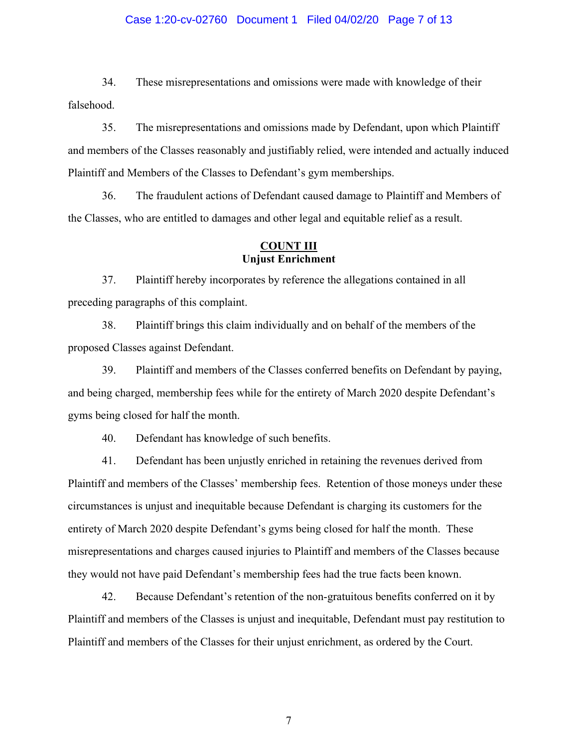34. These misrepresentations and omissions were made with knowledge of their falsehood.

35. The misrepresentations and omissions made by Defendant, upon which Plaintiff and members of the Classes reasonably and justifiably relied, were intended and actually induced Plaintiff and Members of the Classes to Defendant's gym memberships.

36. The fraudulent actions of Defendant caused damage to Plaintiff and Members of the Classes, who are entitled to damages and other legal and equitable relief as a result.

## COUNT III
**Unjust Enrichment**

37. Plaintiff hereby incorporates by reference the allegations contained in all preceding paragraphs of this complaint.

38. Plaintiff brings this claim individually and on behalf of the members of the proposed Classes against Defendant.

39. Plaintiff and members of the Classes conferred benefits on Defendant by paying, and being charged, membership fees while for the entirety of March 2020 despite Defendant's gyms being closed for half the month.

40. Defendant has knowledge of such benefits.

41. Defendant has been unjustly enriched in retaining the revenues derived from Plaintiff and members of the Classes' membership fees. Retention of those moneys under these circumstances is unjust and inequitable because Defendant is charging its customers for the entirety of March 2020 despite Defendant's gyms being closed for half the month. These misrepresentations and charges caused injuries to Plaintiff and members of the Classes because they would not have paid Defendant's membership fees had the true facts been known.

42. Because Defendant's retention of the non-gratuitous benefits conferred on it by Plaintiff and members of the Classes is unjust and inequitable, Defendant must pay restitution to Plaintiff and members of the Classes for their unjust enrichment, as ordered by the Court.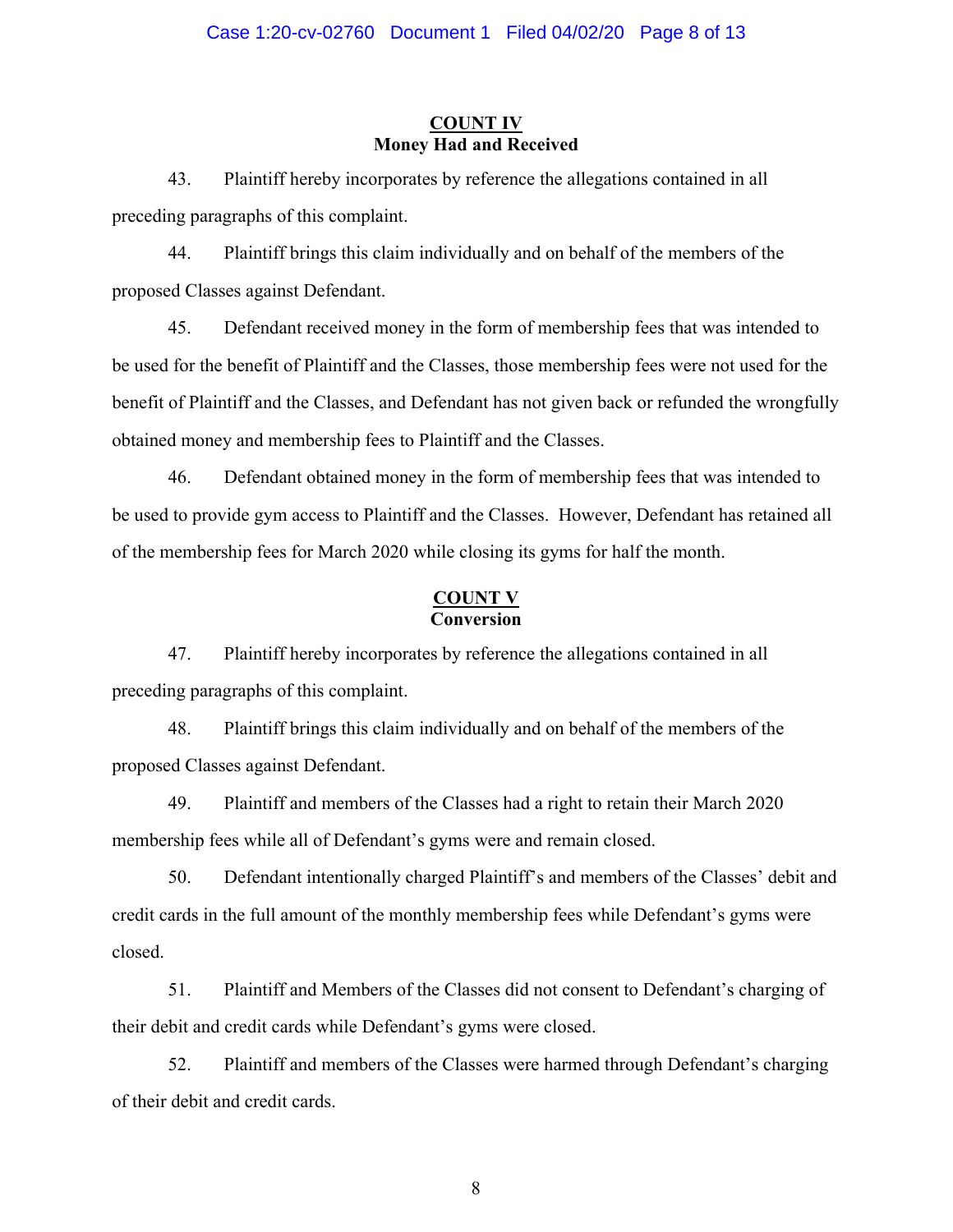## COUNT IV
**Money Had and Received**

43. Plaintiff hereby incorporates by reference the allegations contained in all preceding paragraphs of this complaint.

44. Plaintiff brings this claim individually and on behalf of the members of the proposed Classes against Defendant.

45. Defendant received money in the form of membership fees that was intended to be used for the benefit of Plaintiff and the Classes, those membership fees were not used for the benefit of Plaintiff and the Classes, and Defendant has not given back or refunded the wrongfully obtained money and membership fees to Plaintiff and the Classes.

46. Defendant obtained money in the form of membership fees that was intended to be used to provide gym access to Plaintiff and the Classes. However, Defendant has retained all of the membership fees for March 2020 while closing its gyms for half the month.

## COUNT V
**Conversion**

47. Plaintiff hereby incorporates by reference the allegations contained in all preceding paragraphs of this complaint.

48. Plaintiff brings this claim individually and on behalf of the members of the proposed Classes against Defendant.

49. Plaintiff and members of the Classes had a right to retain their March 2020 membership fees while all of Defendant's gyms were and remain closed.

50. Defendant intentionally charged Plaintiff's and members of the Classes' debit and credit cards in the full amount of the monthly membership fees while Defendant's gyms were closed.

51. Plaintiff and Members of the Classes did not consent to Defendant's charging of their debit and credit cards while Defendant's gyms were closed.

52. Plaintiff and members of the Classes were harmed through Defendant's charging of their debit and credit cards.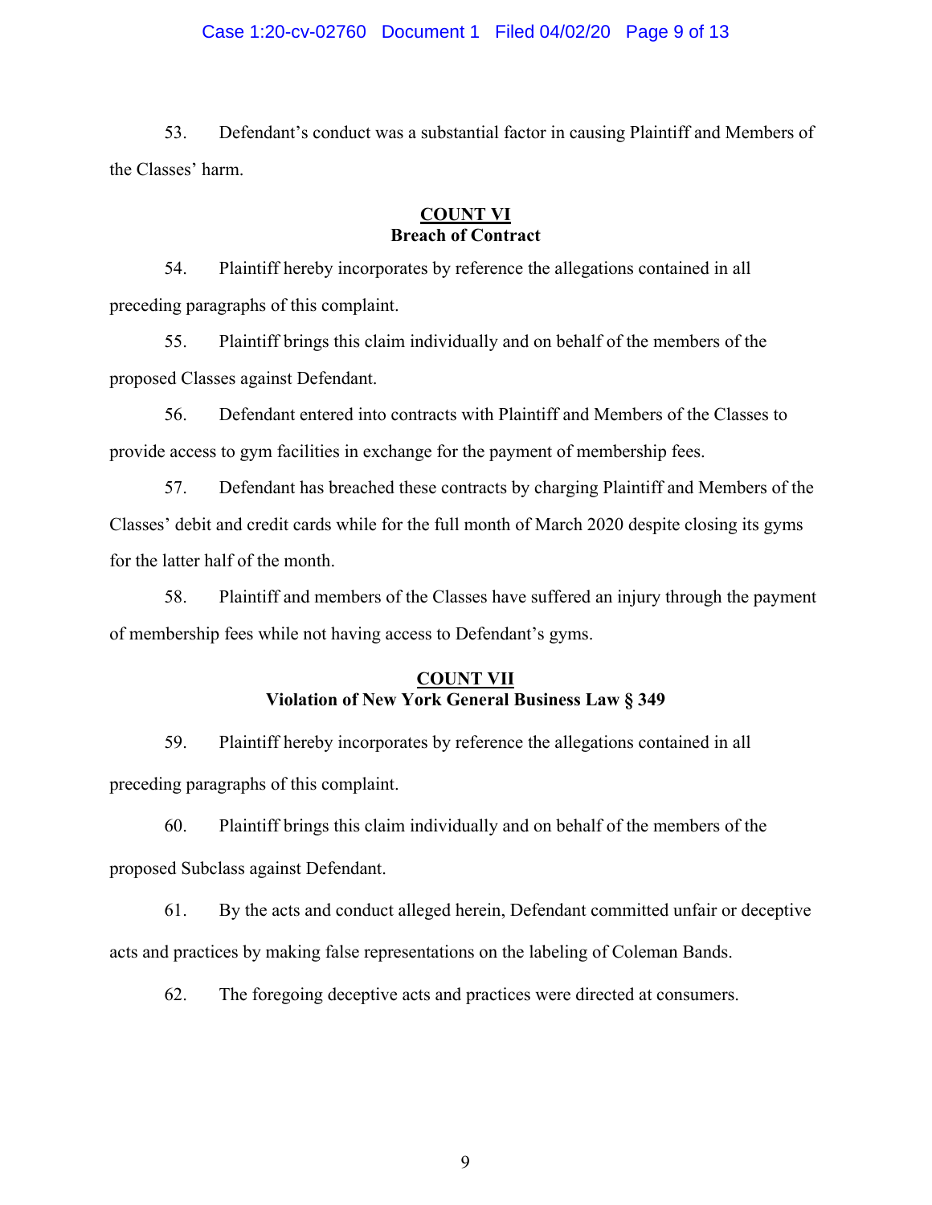53. Defendant's conduct was a substantial factor in causing Plaintiff and Members of the Classes' harm.

**COUNT VI**
**Breach of Contract**

54. Plaintiff hereby incorporates by reference the allegations contained in all preceding paragraphs of this complaint.

55. Plaintiff brings this claim individually and on behalf of the members of the proposed Classes against Defendant.

56. Defendant entered into contracts with Plaintiff and Members of the Classes to provide access to gym facilities in exchange for the payment of membership fees.

57. Defendant has breached these contracts by charging Plaintiff and Members of the Classes' debit and credit cards while for the full month of March 2020 despite closing its gyms for the latter half of the month.

58. Plaintiff and members of the Classes have suffered an injury through the payment of membership fees while not having access to Defendant's gyms.

**COUNT VII**
**Violation of New York General Business Law § 349**

59. Plaintiff hereby incorporates by reference the allegations contained in all preceding paragraphs of this complaint.

60. Plaintiff brings this claim individually and on behalf of the members of the proposed Subclass against Defendant.

61. By the acts and conduct alleged herein, Defendant committed unfair or deceptive acts and practices by making false representations on the labeling of Coleman Bands.

62. The foregoing deceptive acts and practices were directed at consumers.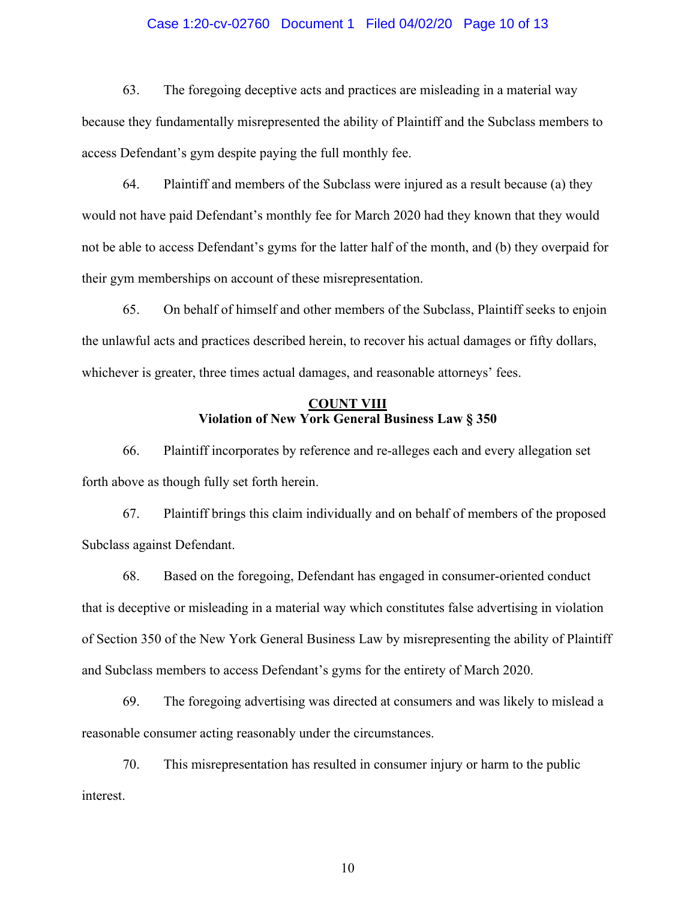63. The foregoing deceptive acts and practices are misleading in a material way because they fundamentally misrepresented the ability of Plaintiff and the Subclass members to access Defendant's gym despite paying the full monthly fee.

64. Plaintiff and members of the Subclass were injured as a result because (a) they would not have paid Defendant's monthly fee for March 2020 had they known that they would not be able to access Defendant's gyms for the latter half of the month, and (b) they overpaid for their gym memberships on account of these misrepresentation.

65. On behalf of himself and other members of the Subclass, Plaintiff seeks to enjoin the unlawful acts and practices described herein, to recover his actual damages or fifty dollars, whichever is greater, three times actual damages, and reasonable attorneys' fees.

**COUNT VIII**
**Violation of New York General Business Law § 350**

66. Plaintiff incorporates by reference and re-alleges each and every allegation set forth above as though fully set forth herein.

67. Plaintiff brings this claim individually and on behalf of members of the proposed Subclass against Defendant.

68. Based on the foregoing, Defendant has engaged in consumer-oriented conduct that is deceptive or misleading in a material way which constitutes false advertising in violation of Section 350 of the New York General Business Law by misrepresenting the ability of Plaintiff and Subclass members to access Defendant's gyms for the entirety of March 2020.

69. The foregoing advertising was directed at consumers and was likely to mislead a reasonable consumer acting reasonably under the circumstances.

70. This misrepresentation has resulted in consumer injury or harm to the public interest.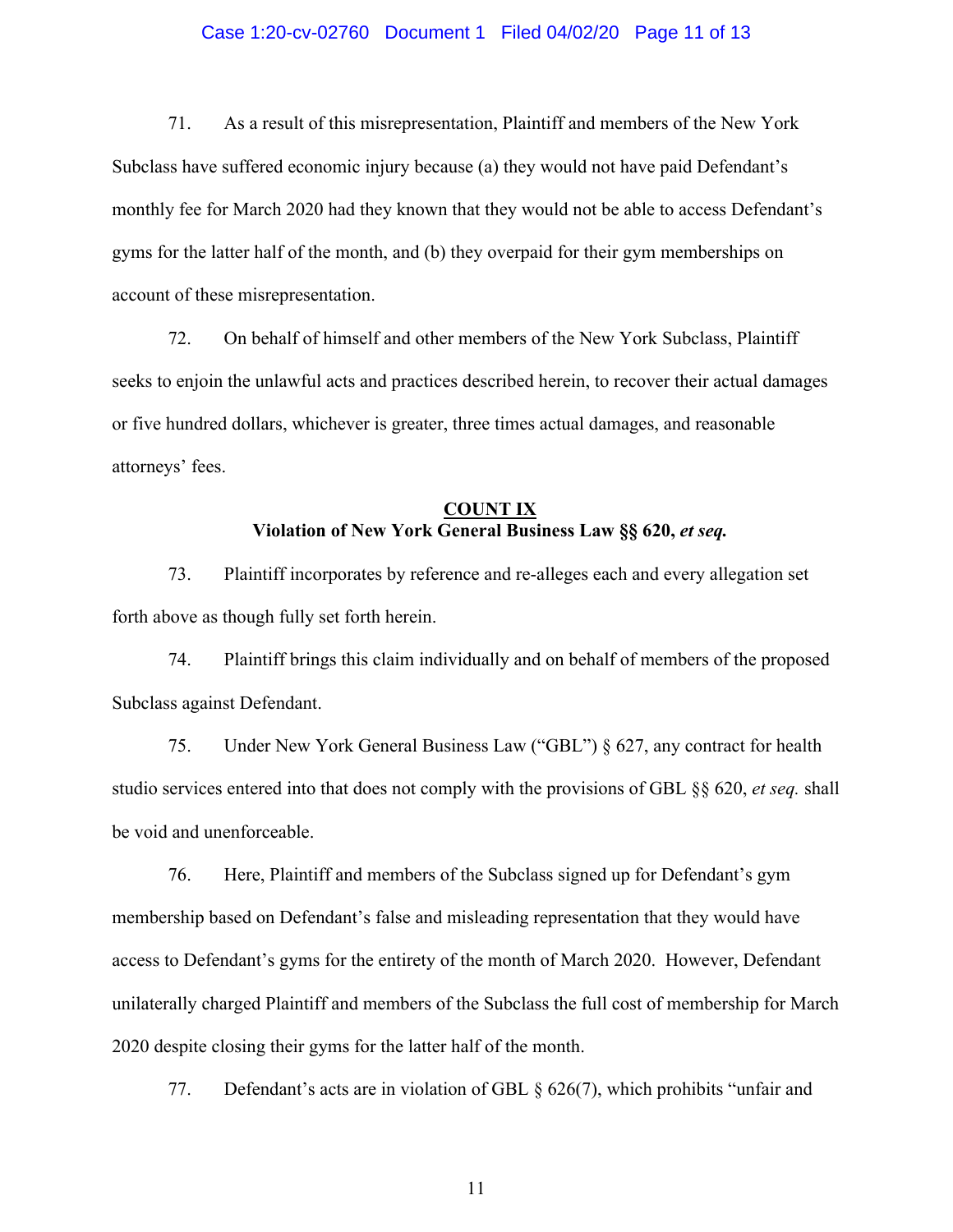71. As a result of this misrepresentation, Plaintiff and members of the New York Subclass have suffered economic injury because (a) they would not have paid Defendant's monthly fee for March 2020 had they known that they would not be able to access Defendant's gyms for the latter half of the month, and (b) they overpaid for their gym memberships on account of these misrepresentation.

72. On behalf of himself and other members of the New York Subclass, Plaintiff seeks to enjoin the unlawful acts and practices described herein, to recover their actual damages or five hundred dollars, whichever is greater, three times actual damages, and reasonable attorneys' fees.

**COUNT IX**

**Violation of New York General Business Law §§ 620, *et seq.***

73. Plaintiff incorporates by reference and re-alleges each and every allegation set forth above as though fully set forth herein.

74. Plaintiff brings this claim individually and on behalf of members of the proposed Subclass against Defendant.

75. Under New York General Business Law ("GBL") § 627, any contract for health studio services entered into that does not comply with the provisions of GBL §§ 620, *et seq.* shall be void and unenforceable.

76. Here, Plaintiff and members of the Subclass signed up for Defendant's gym membership based on Defendant's false and misleading representation that they would have access to Defendant's gyms for the entirety of the month of March 2020. However, Defendant unilaterally charged Plaintiff and members of the Subclass the full cost of membership for March 2020 despite closing their gyms for the latter half of the month.

77. Defendant's acts are in violation of GBL § 626(7), which prohibits "unfair and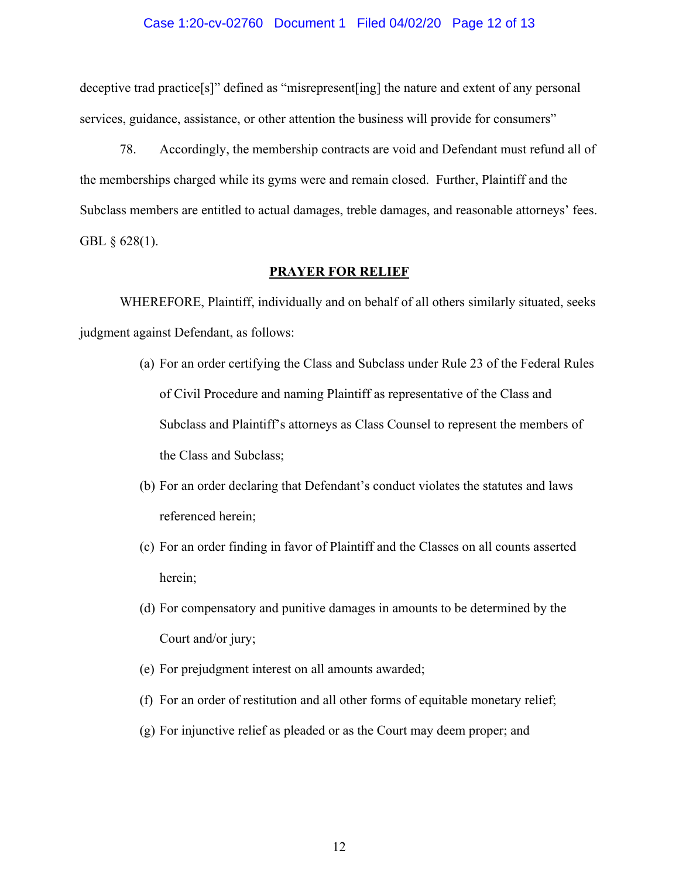deceptive trad practice[s]" defined as "misrepresent[ing] the nature and extent of any personal services, guidance, assistance, or other attention the business will provide for consumers"

78. Accordingly, the membership contracts are void and Defendant must refund all of the memberships charged while its gyms were and remain closed. Further, Plaintiff and the Subclass members are entitled to actual damages, treble damages, and reasonable attorneys' fees. GBL § 628(1).

**PRAYER FOR RELIEF**

WHEREFORE, Plaintiff, individually and on behalf of all others similarly situated, seeks judgment against Defendant, as follows:

(a) For an order certifying the Class and Subclass under Rule 23 of the Federal Rules of Civil Procedure and naming Plaintiff as representative of the Class and Subclass and Plaintiff's attorneys as Class Counsel to represent the members of the Class and Subclass;

(b) For an order declaring that Defendant's conduct violates the statutes and laws referenced herein;

(c) For an order finding in favor of Plaintiff and the Classes on all counts asserted herein;

(d) For compensatory and punitive damages in amounts to be determined by the Court and/or jury;

(e) For prejudgment interest on all amounts awarded;

(f) For an order of restitution and all other forms of equitable monetary relief;

(g) For injunctive relief as pleaded or as the Court may deem proper; and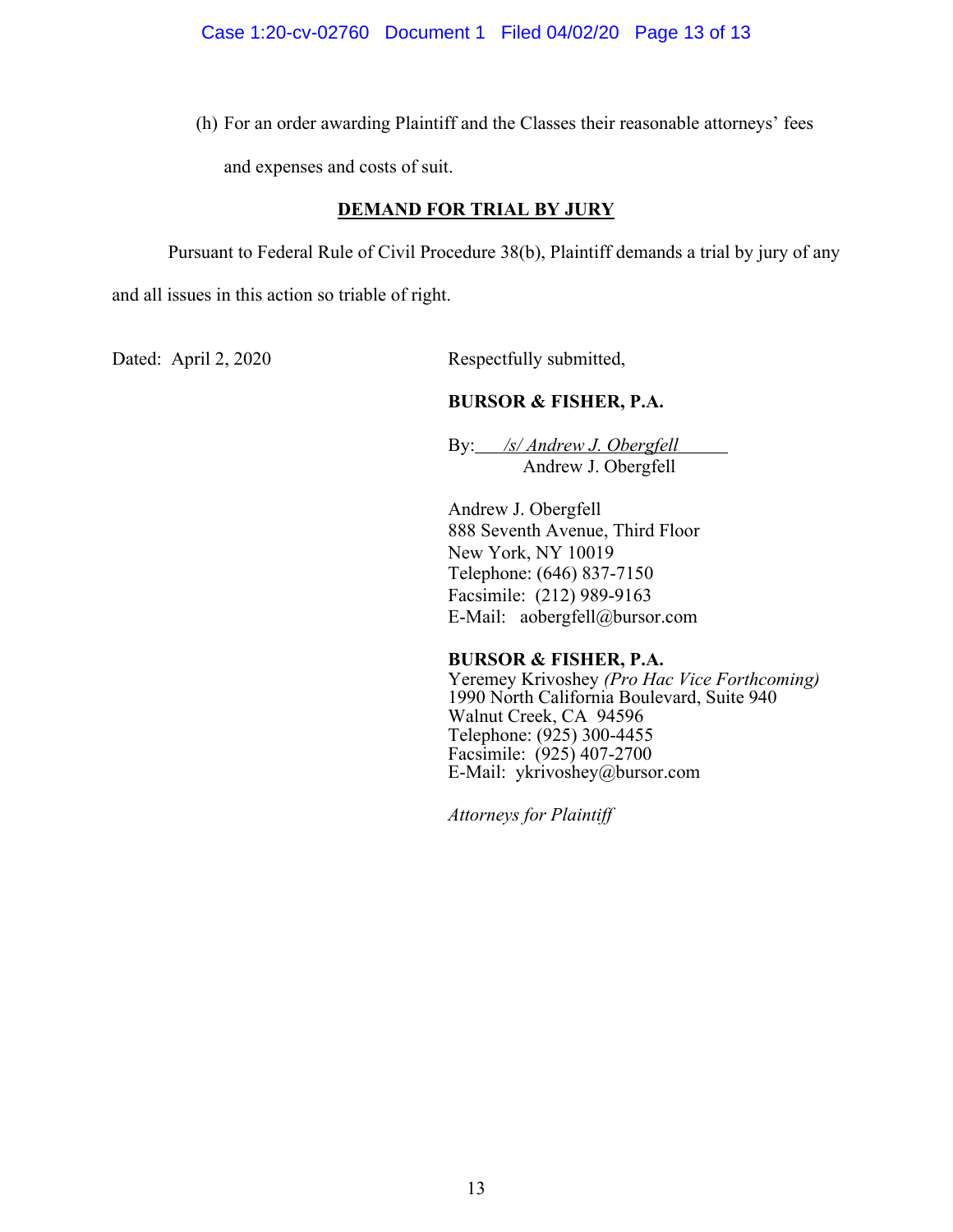(h) For an order awarding Plaintiff and the Classes their reasonable attorneys' fees and expenses and costs of suit.

**DEMAND FOR TRIAL BY JURY**

Pursuant to Federal Rule of Civil Procedure 38(b), Plaintiff demands a trial by jury of any and all issues in this action so triable of right.

Dated: April 2, 2020

Respectfully submitted,

**BURSOR & FISHER, P.A.**

By: *<u>/s/ Andrew J. Obergfell</u>*
Andrew J. Obergfell

Andrew J. Obergfell
888 Seventh Avenue, Third Floor
New York, NY 10019
Telephone: (646) 837-7150
Facsimile: (212) 989-9163
E-Mail: aobergfell@bursor.com

**BURSOR & FISHER, P.A.**
Yeremey Krivoshey *(Pro Hac Vice Forthcoming)*
1990 North California Boulevard, Suite 940
Walnut Creek, CA 94596
Telephone: (925) 300-4455
Facsimile: (925) 407-2700
E-Mail: ykrivoshey@bursor.com

*Attorneys for Plaintiff*